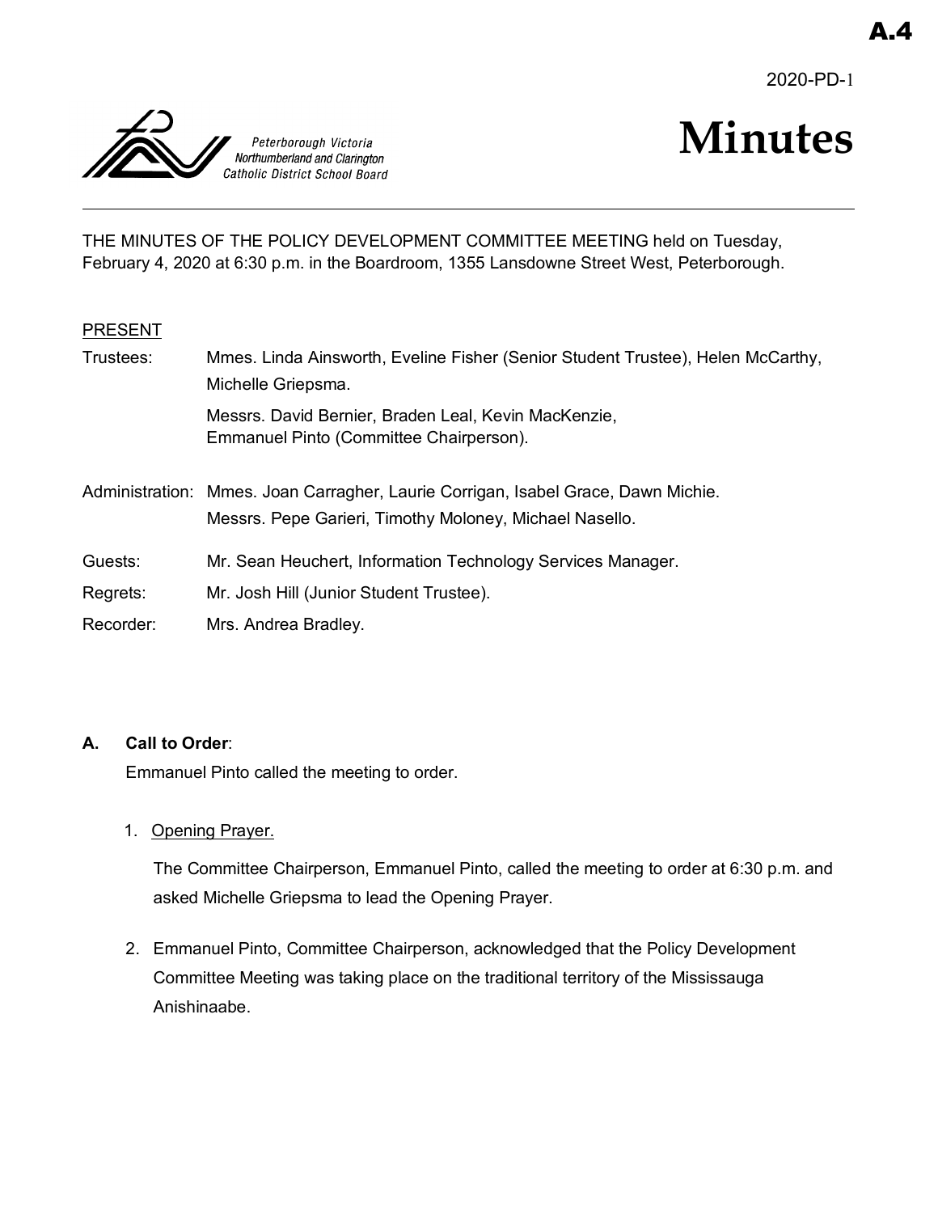A.4

2020-PD-1

Peterborough Victoria Northumberland and Clarington Catholic District School Board

# Minutes

THE MINUTES OF THE POLICY DEVELOPMENT COMMITTEE MEETING held on Tuesday, February 4, 2020 at 6:30 p.m. in the Boardroom, 1355 Lansdowne Street West, Peterborough.

PRESENT

| | |
|---|---|
| Trustees: | Mmes. Linda Ainsworth, Eveline Fisher (Senior Student Trustee), Helen McCarthy, Michelle Griepsma.<br>Messrs. David Bernier, Braden Leal, Kevin MacKenzie, Emmanuel Pinto (Committee Chairperson). |
| Administration: | Mmes. Joan Carragher, Laurie Corrigan, Isabel Grace, Dawn Michie.<br>Messrs. Pepe Garieri, Timothy Moloney, Michael Nasello. |
| Guests: | Mr. Sean Heuchert, Information Technology Services Manager. |
| Regrets: | Mr. Josh Hill (Junior Student Trustee). |
| Recorder: | Mrs. Andrea Bradley. |

**A. Call to Order**:

Emmanuel Pinto called the meeting to order.

1. Opening Prayer.

   The Committee Chairperson, Emmanuel Pinto, called the meeting to order at 6:30 p.m. and asked Michelle Griepsma to lead the Opening Prayer.

2. Emmanuel Pinto, Committee Chairperson, acknowledged that the Policy Development Committee Meeting was taking place on the traditional territory of the Mississauga Anishinaabe.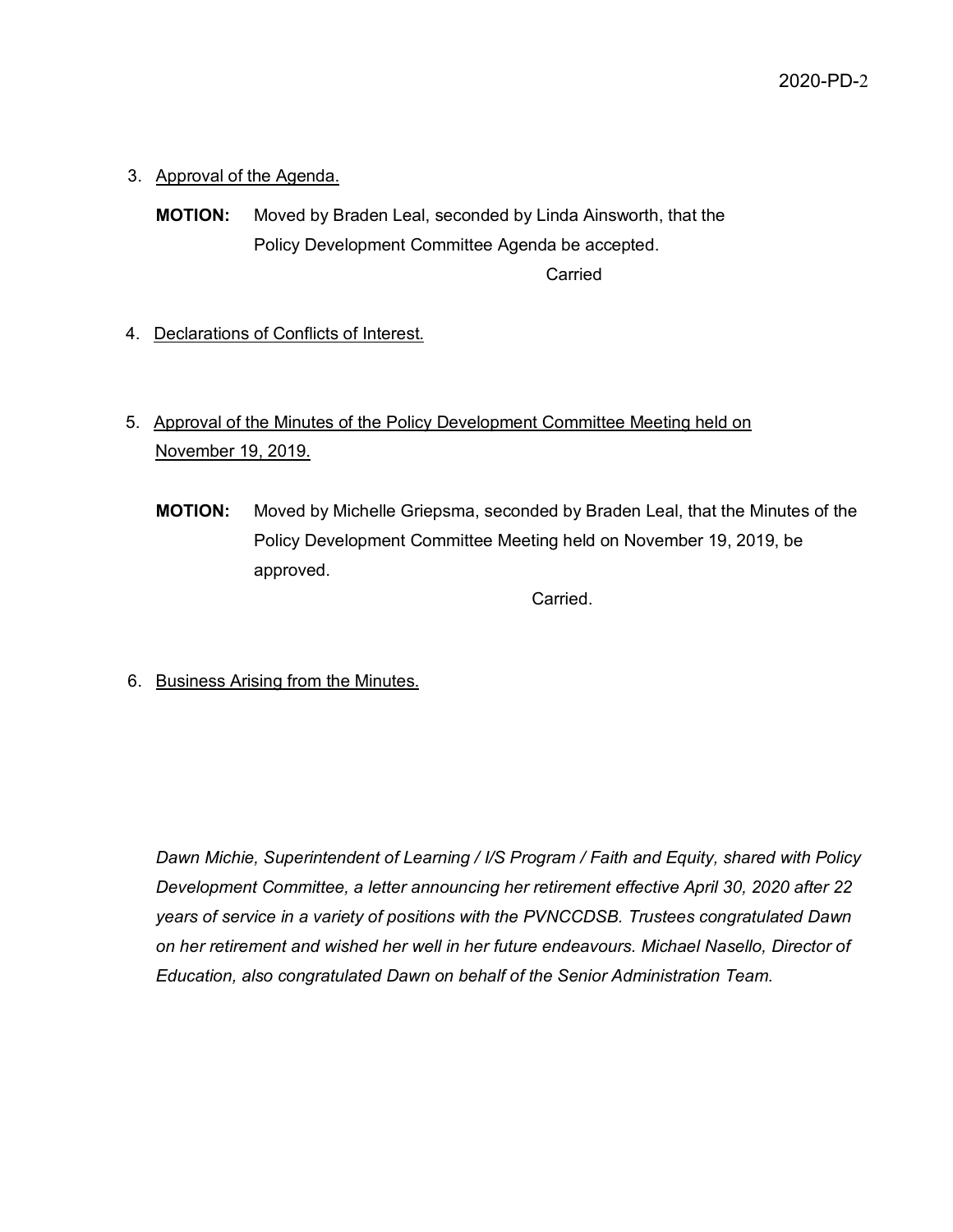3. Approval of the Agenda.

**MOTION:** Moved by Braden Leal, seconded by Linda Ainsworth, that the Policy Development Committee Agenda be accepted.

Carried

4. Declarations of Conflicts of Interest.

5. Approval of the Minutes of the Policy Development Committee Meeting held on November 19, 2019.

**MOTION:** Moved by Michelle Griepsma, seconded by Braden Leal, that the Minutes of the Policy Development Committee Meeting held on November 19, 2019, be approved.

Carried.

6. Business Arising from the Minutes.

*Dawn Michie, Superintendent of Learning / I/S Program / Faith and Equity, shared with Policy Development Committee, a letter announcing her retirement effective April 30, 2020 after 22 years of service in a variety of positions with the PVNCCDSB. Trustees congratulated Dawn on her retirement and wished her well in her future endeavours. Michael Nasello, Director of Education, also congratulated Dawn on behalf of the Senior Administration Team.*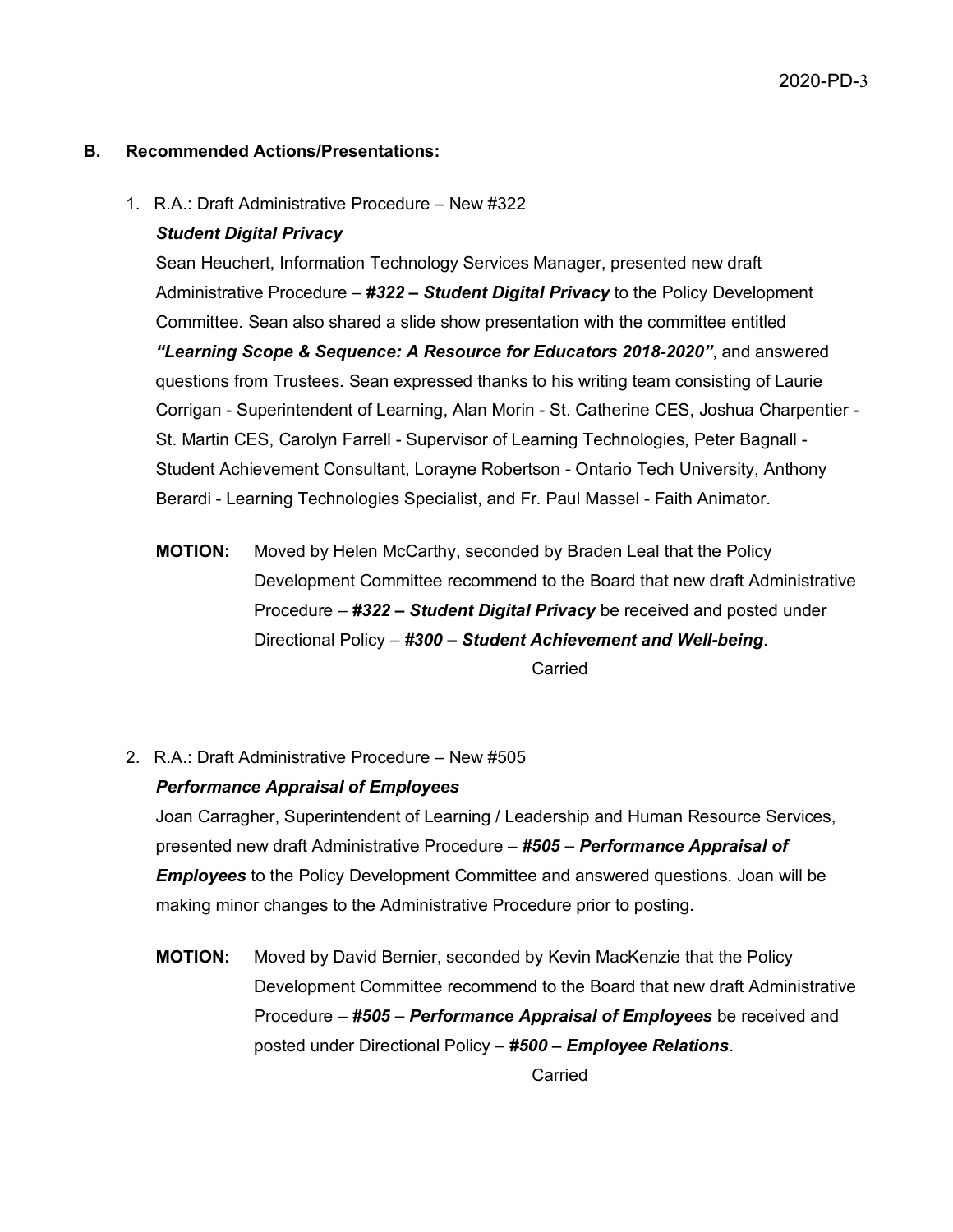## B. Recommended Actions/Presentations:

1. R.A.: Draft Administrative Procedure – New #322

   ***Student Digital Privacy***

   Sean Heuchert, Information Technology Services Manager, presented new draft Administrative Procedure – ***#322 – Student Digital Privacy*** to the Policy Development Committee. Sean also shared a slide show presentation with the committee entitled ***"Learning Scope & Sequence: A Resource for Educators 2018-2020"***, and answered questions from Trustees. Sean expressed thanks to his writing team consisting of Laurie Corrigan - Superintendent of Learning, Alan Morin - St. Catherine CES, Joshua Charpentier - St. Martin CES, Carolyn Farrell - Supervisor of Learning Technologies, Peter Bagnall - Student Achievement Consultant, Lorayne Robertson - Ontario Tech University, Anthony Berardi - Learning Technologies Specialist, and Fr. Paul Massel - Faith Animator.

   **MOTION:** Moved by Helen McCarthy, seconded by Braden Leal that the Policy Development Committee recommend to the Board that new draft Administrative Procedure – ***#322 – Student Digital Privacy*** be received and posted under Directional Policy – ***#300 – Student Achievement and Well-being***.

   Carried

2. R.A.: Draft Administrative Procedure – New #505

   ***Performance Appraisal of Employees***

   Joan Carragher, Superintendent of Learning / Leadership and Human Resource Services, presented new draft Administrative Procedure – ***#505 – Performance Appraisal of Employees*** to the Policy Development Committee and answered questions. Joan will be making minor changes to the Administrative Procedure prior to posting.

   **MOTION:** Moved by David Bernier, seconded by Kevin MacKenzie that the Policy Development Committee recommend to the Board that new draft Administrative Procedure – ***#505 – Performance Appraisal of Employees*** be received and posted under Directional Policy – ***#500 – Employee Relations***.

   Carried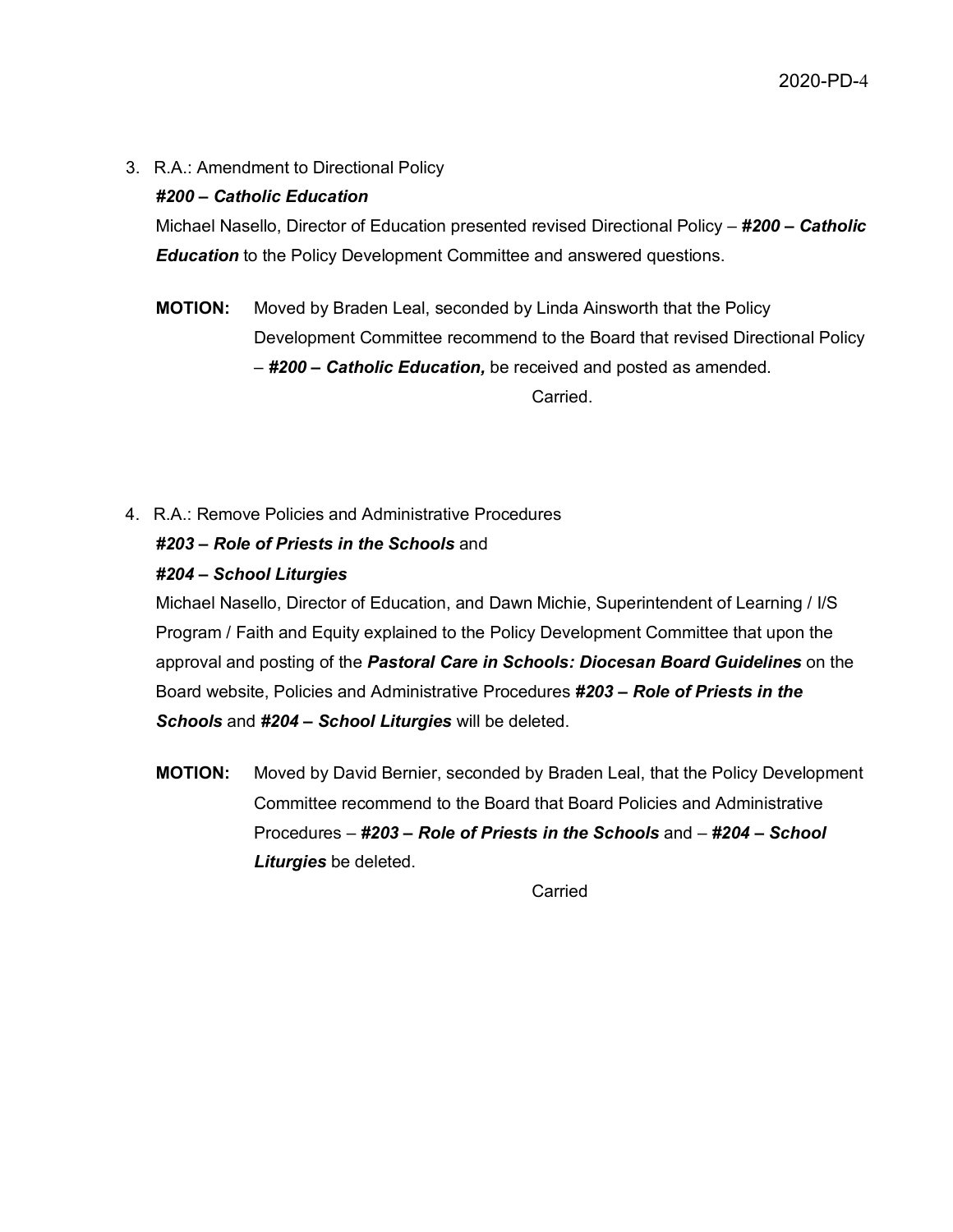3. R.A.: Amendment to Directional Policy

   ***#200 – Catholic Education***

   Michael Nasello, Director of Education presented revised Directional Policy – ***#200 – Catholic Education*** to the Policy Development Committee and answered questions.

   **MOTION:** Moved by Braden Leal, seconded by Linda Ainsworth that the Policy Development Committee recommend to the Board that revised Directional Policy – ***#200 – Catholic Education,*** be received and posted as amended.

   Carried.

4. R.A.: Remove Policies and Administrative Procedures

   ***#203 – Role of Priests in the Schools*** and

   ***#204 – School Liturgies***

   Michael Nasello, Director of Education, and Dawn Michie, Superintendent of Learning / I/S Program / Faith and Equity explained to the Policy Development Committee that upon the approval and posting of the ***Pastoral Care in Schools: Diocesan Board Guidelines*** on the Board website, Policies and Administrative Procedures ***#203 – Role of Priests in the Schools*** and ***#204 – School Liturgies*** will be deleted.

   **MOTION:** Moved by David Bernier, seconded by Braden Leal, that the Policy Development Committee recommend to the Board that Board Policies and Administrative Procedures – ***#203 – Role of Priests in the Schools*** and – ***#204 – School Liturgies*** be deleted.

   Carried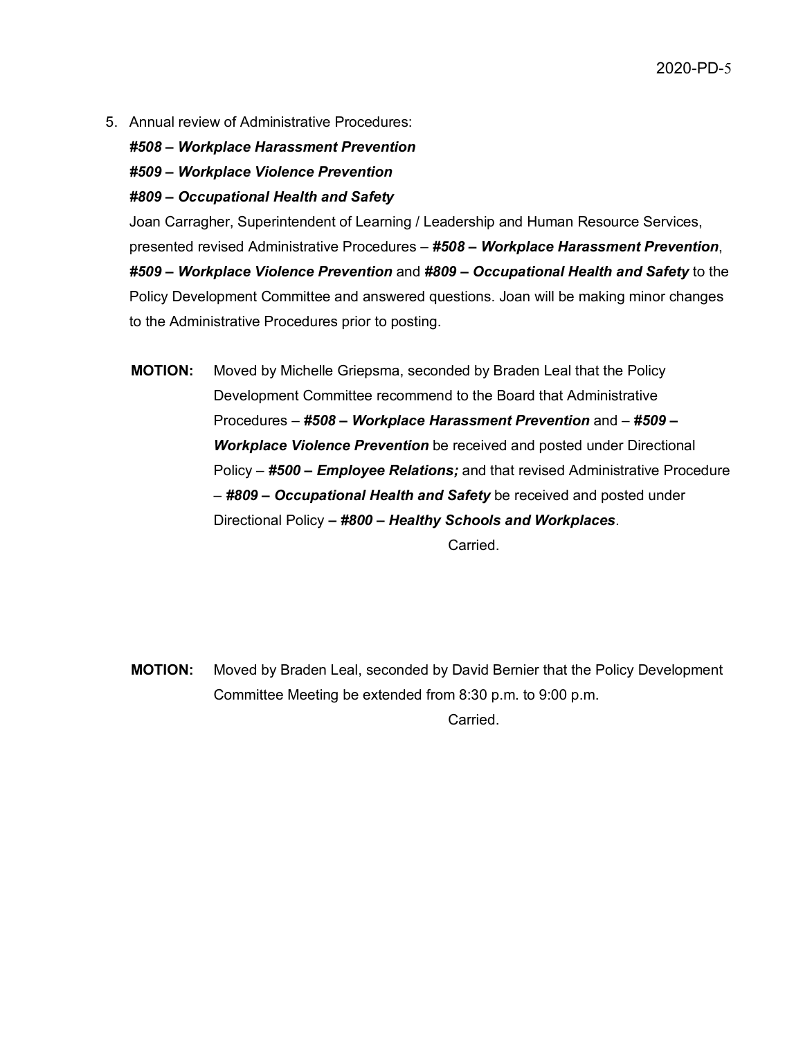5. Annual review of Administrative Procedures:

   ***#508 – Workplace Harassment Prevention***

   ***#509 – Workplace Violence Prevention***

   ***#809 – Occupational Health and Safety***

   Joan Carragher, Superintendent of Learning / Leadership and Human Resource Services, presented revised Administrative Procedures – ***#508 – Workplace Harassment Prevention***, ***#509 – Workplace Violence Prevention*** and ***#809 – Occupational Health and Safety*** to the Policy Development Committee and answered questions. Joan will be making minor changes to the Administrative Procedures prior to posting.

**MOTION:** Moved by Michelle Griepsma, seconded by Braden Leal that the Policy Development Committee recommend to the Board that Administrative Procedures – ***#508 – Workplace Harassment Prevention*** and – ***#509 – Workplace Violence Prevention*** be received and posted under Directional Policy – ***#500 – Employee Relations;*** and that revised Administrative Procedure – ***#809 – Occupational Health and Safety*** be received and posted under Directional Policy ***– #800 – Healthy Schools and Workplaces***.

Carried.

**MOTION:** Moved by Braden Leal, seconded by David Bernier that the Policy Development Committee Meeting be extended from 8:30 p.m. to 9:00 p.m.

Carried.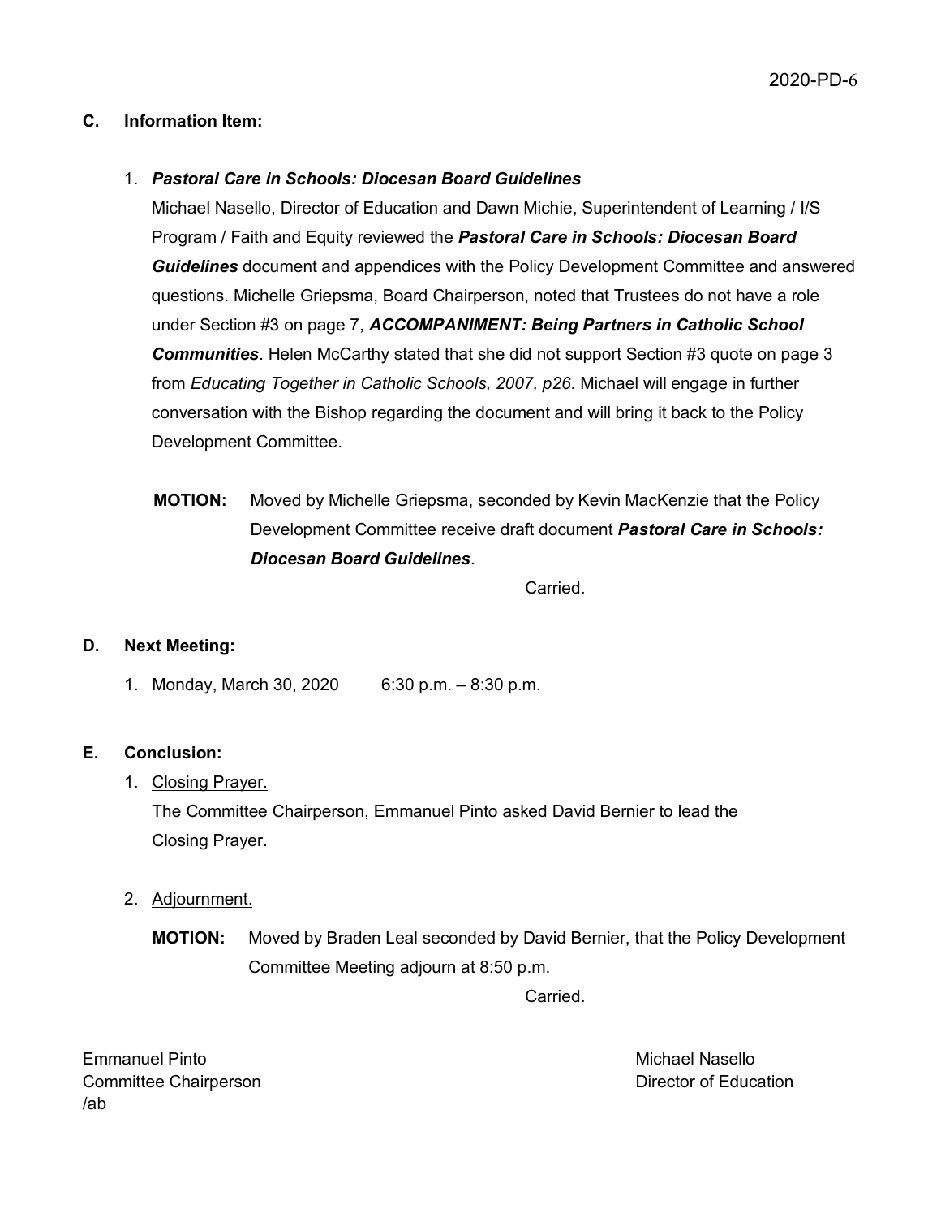**C. Information Item:**

1. ***Pastoral Care in Schools: Diocesan Board Guidelines***
   Michael Nasello, Director of Education and Dawn Michie, Superintendent of Learning / I/S Program / Faith and Equity reviewed the ***Pastoral Care in Schools: Diocesan Board Guidelines*** document and appendices with the Policy Development Committee and answered questions. Michelle Griepsma, Board Chairperson, noted that Trustees do not have a role under Section #3 on page 7, ***ACCOMPANIMENT: Being Partners in Catholic School Communities***. Helen McCarthy stated that she did not support Section #3 quote on page 3 from *Educating Together in Catholic Schools, 2007, p26*. Michael will engage in further conversation with the Bishop regarding the document and will bring it back to the Policy Development Committee.

   **MOTION:** Moved by Michelle Griepsma, seconded by Kevin MacKenzie that the Policy Development Committee receive draft document ***Pastoral Care in Schools: Diocesan Board Guidelines***.

   Carried.

**D. Next Meeting:**

1. Monday, March 30, 2020 6:30 p.m. – 8:30 p.m.

**E. Conclusion:**

1. Closing Prayer.
   The Committee Chairperson, Emmanuel Pinto asked David Bernier to lead the Closing Prayer.

2. Adjournment.

   **MOTION:** Moved by Braden Leal seconded by David Bernier, that the Policy Development Committee Meeting adjourn at 8:50 p.m.

   Carried.

Emmanuel Pinto
Committee Chairperson

Michael Nasello
Director of Education

/ab